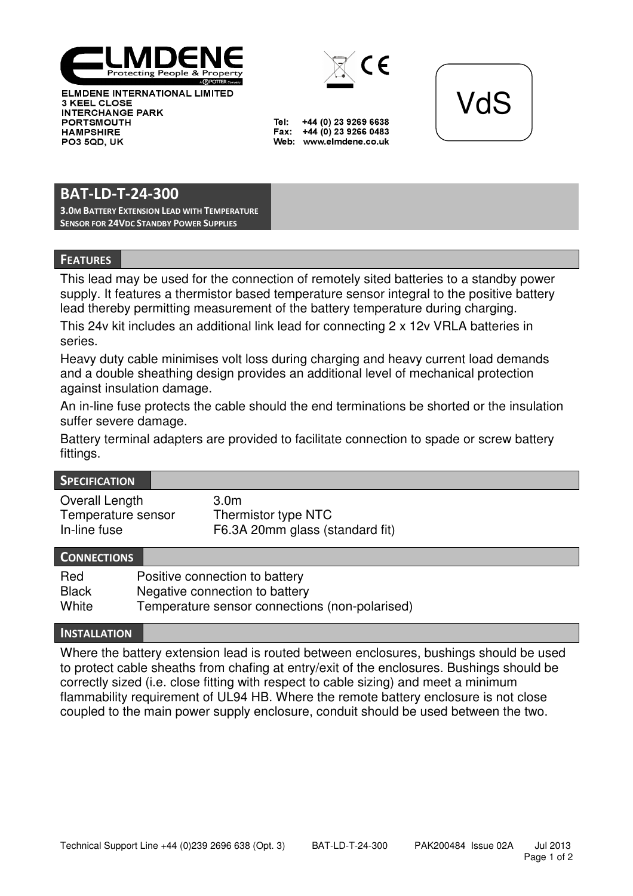ELMDENE INTERNATIONAL LIMITED
3 KEEL CLOSE
INTERCHANGE PARK
PORTSMOUTH
HAMPSHIRE
PO3 5QD, UK

Tel: +44 (0) 23 9269 6638
Fax: +44 (0) 23 9266 0483
Web: www.elmdene.co.uk

VdS

# BAT-LD-T-24-300

**3.0M BATTERY EXTENSION LEAD WITH TEMPERATURE SENSOR FOR 24VDC STANDBY POWER SUPPLIES**

## FEATURES

This lead may be used for the connection of remotely sited batteries to a standby power supply. It features a thermistor based temperature sensor integral to the positive battery lead thereby permitting measurement of the battery temperature during charging.

This 24v kit includes an additional link lead for connecting 2 x 12v VRLA batteries in series.

Heavy duty cable minimises volt loss during charging and heavy current load demands and a double sheathing design provides an additional level of mechanical protection against insulation damage.

An in-line fuse protects the cable should the end terminations be shorted or the insulation suffer severe damage.

Battery terminal adapters are provided to facilitate connection to spade or screw battery fittings.

## SPECIFICATION

| | |
|---|---|
| Overall Length | 3.0m |
| Temperature sensor | Thermistor type NTC |
| In-line fuse | F6.3A 20mm glass (standard fit) |

## CONNECTIONS

| | |
|---|---|
| Red | Positive connection to battery |
| Black | Negative connection to battery |
| White | Temperature sensor connections (non-polarised) |

## INSTALLATION

Where the battery extension lead is routed between enclosures, bushings should be used to protect cable sheaths from chafing at entry/exit of the enclosures. Bushings should be correctly sized (i.e. close fitting with respect to cable sizing) and meet a minimum flammability requirement of UL94 HB. Where the remote battery enclosure is not close coupled to the main power supply enclosure, conduit should be used between the two.

Technical Support Line +44 (0)239 2696 638 (Opt. 3) BAT-LD-T-24-300 PAK200484 Issue 02A Jul 2013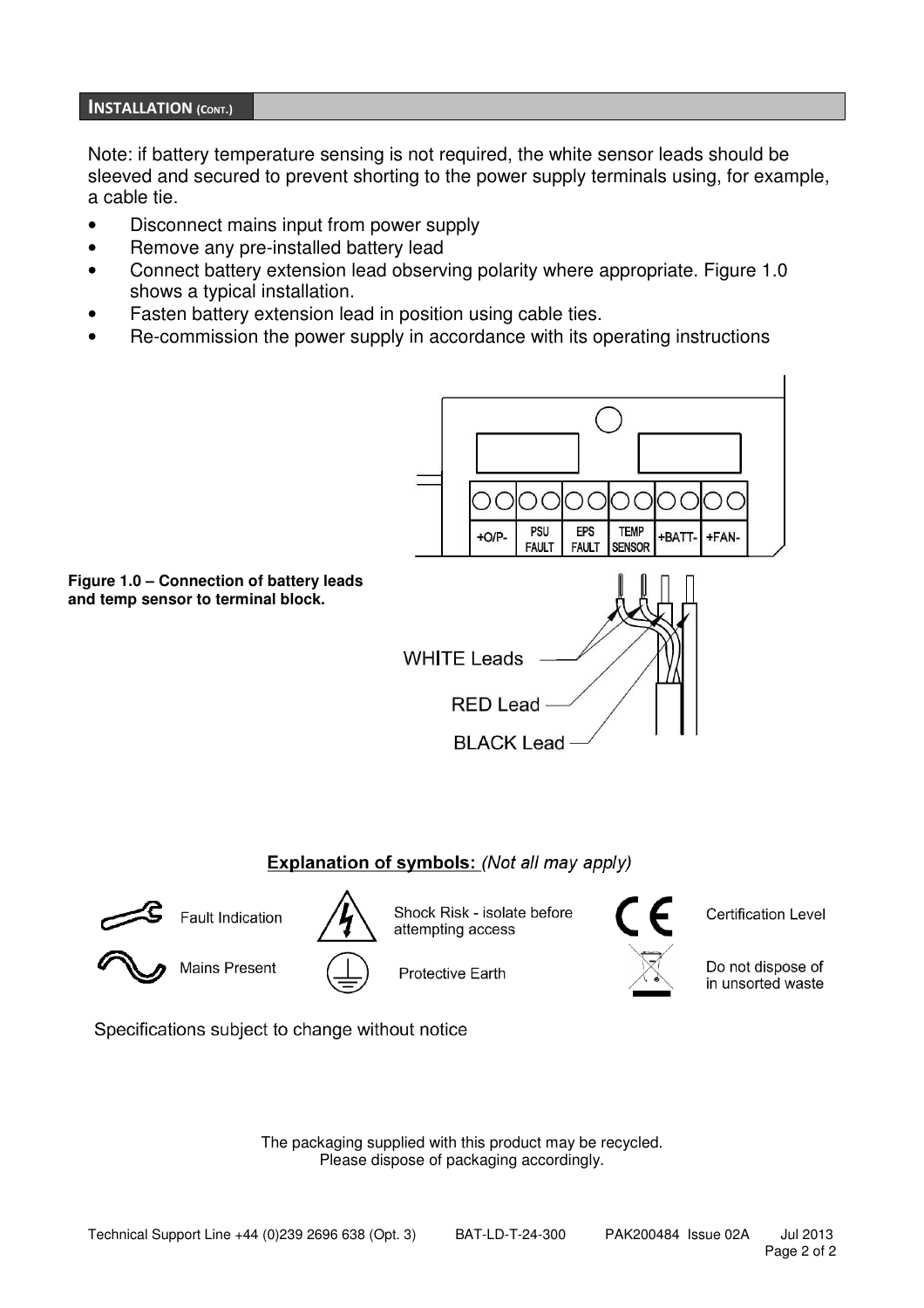## INSTALLATION (CONT.)

Note: if battery temperature sensing is not required, the white sensor leads should be sleeved and secured to prevent shorting to the power supply terminals using, for example, a cable tie.

- Disconnect mains input from power supply
- Remove any pre-installed battery lead
- Connect battery extension lead observing polarity where appropriate. Figure 1.0 shows a typical installation.
- Fasten battery extension lead in position using cable ties.
- Re-commission the power supply in accordance with its operating instructions

+O/P-
PSU FAULT
EPS FAULT
TEMP SENSOR
+BATT-
+FAN-

WHITE Leads
RED Lead
BLACK Lead

**Figure 1.0 – Connection of battery leads and temp sensor to terminal block.**

**Explanation of symbols:** *(Not all may apply)*

Fault Indication
Shock Risk - isolate before attempting access
Certification Level
Mains Present
Protective Earth
Do not dispose of in unsorted waste

Specifications subject to change without notice

The packaging supplied with this product may be recycled.
Please dispose of packaging accordingly.

Technical Support Line +44 (0)239 2696 638 (Opt. 3) BAT-LD-T-24-300 PAK200484 Issue 02A Jul 2013